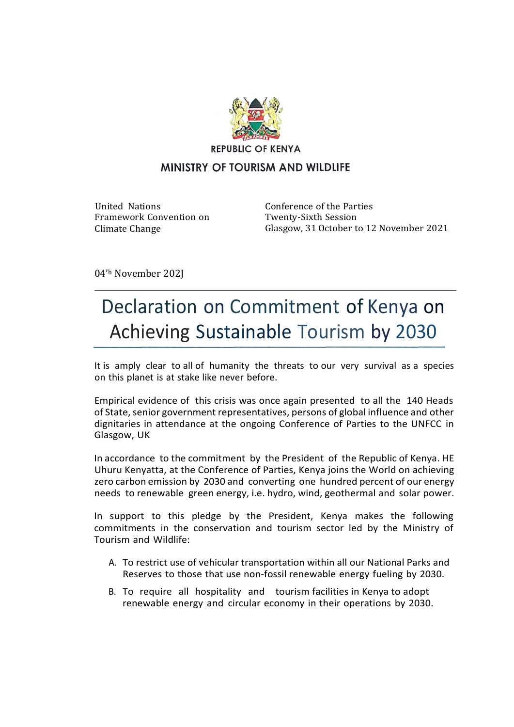REPUBLIC OF KENYA

MINISTRY OF TOURISM AND WILDLIFE

United Nations
Framework Convention on
Climate Change

Conference of the Parties
Twenty-Sixth Session
Glasgow, 31 October to 12 November 2021

04'h November 202J

# Declaration on Commitment of Kenya on Achieving Sustainable Tourism by 2030

It is amply clear to all of humanity the threats to our very survival as a species on this planet is at stake like never before.

Empirical evidence of this crisis was once again presented to all the 140 Heads of State, senior government representatives, persons of global influence and other dignitaries in attendance at the ongoing Conference of Parties to the UNFCC in Glasgow, UK

In accordance to the commitment by the President of the Republic of Kenya. HE Uhuru Kenyatta, at the Conference of Parties, Kenya joins the World on achieving zero carbon emission by 2030 and converting one hundred percent of our energy needs to renewable green energy, i.e. hydro, wind, geothermal and solar power.

In support to this pledge by the President, Kenya makes the following commitments in the conservation and tourism sector led by the Ministry of Tourism and Wildlife:

A. To restrict use of vehicular transportation within all our National Parks and Reserves to those that use non-fossil renewable energy fueling by 2030.
B. To require all hospitality and tourism facilities in Kenya to adopt renewable energy and circular economy in their operations by 2030.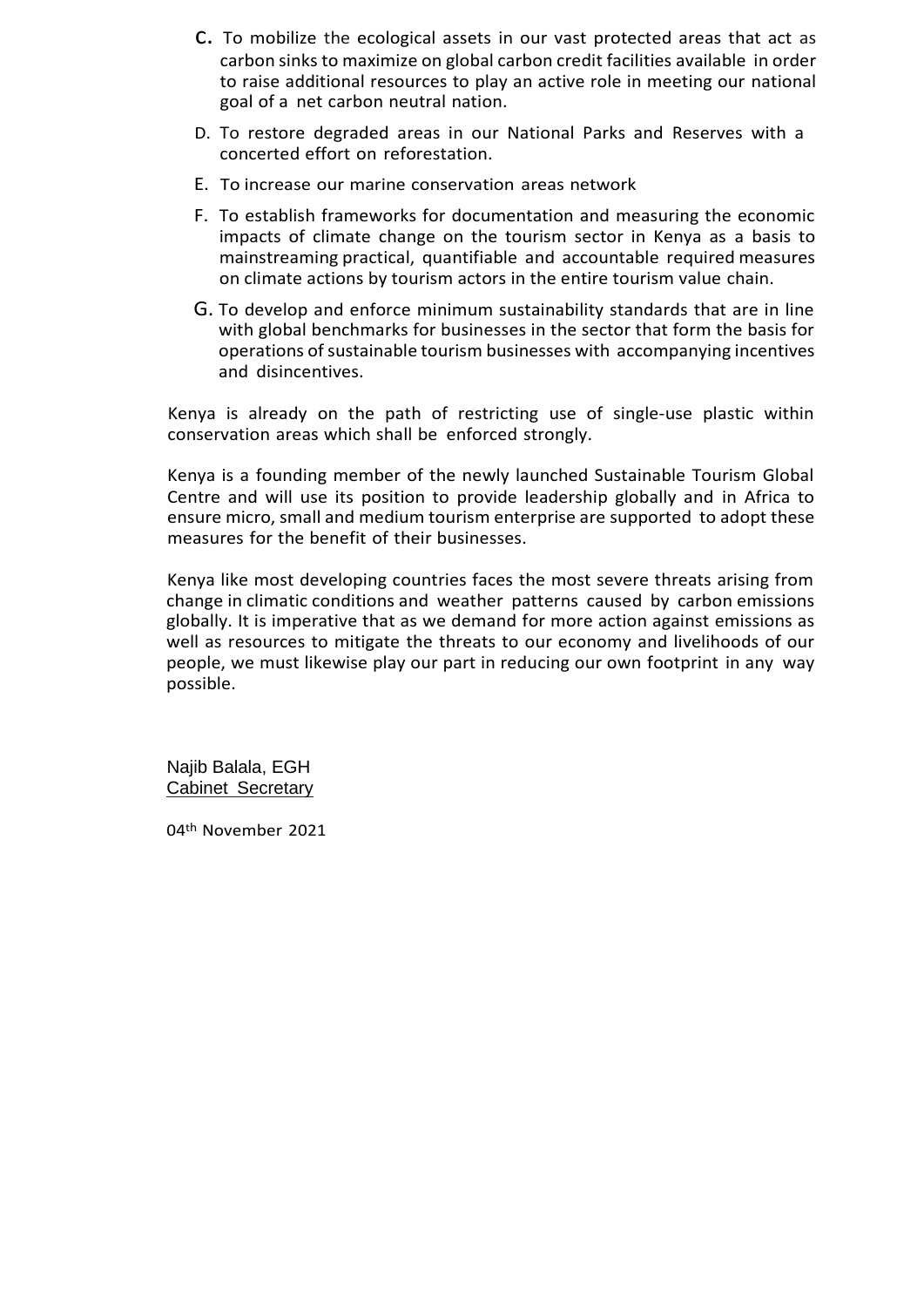C. To mobilize the ecological assets in our vast protected areas that act as carbon sinks to maximize on global carbon credit facilities available in order to raise additional resources to play an active role in meeting our national goal of a net carbon neutral nation.

D. To restore degraded areas in our National Parks and Reserves with a concerted effort on reforestation.

E. To increase our marine conservation areas network

F. To establish frameworks for documentation and measuring the economic impacts of climate change on the tourism sector in Kenya as a basis to mainstreaming practical, quantifiable and accountable required measures on climate actions by tourism actors in the entire tourism value chain.

G. To develop and enforce minimum sustainability standards that are in line with global benchmarks for businesses in the sector that form the basis for operations of sustainable tourism businesses with accompanying incentives and disincentives.

Kenya is already on the path of restricting use of single-use plastic within conservation areas which shall be enforced strongly.

Kenya is a founding member of the newly launched Sustainable Tourism Global Centre and will use its position to provide leadership globally and in Africa to ensure micro, small and medium tourism enterprise are supported to adopt these measures for the benefit of their businesses.

Kenya like most developing countries faces the most severe threats arising from change in climatic conditions and weather patterns caused by carbon emissions globally. It is imperative that as we demand for more action against emissions as well as resources to mitigate the threats to our economy and livelihoods of our people, we must likewise play our part in reducing our own footprint in any way possible.

Najib Balala, EGH
Cabinet Secretary

04th November 2021